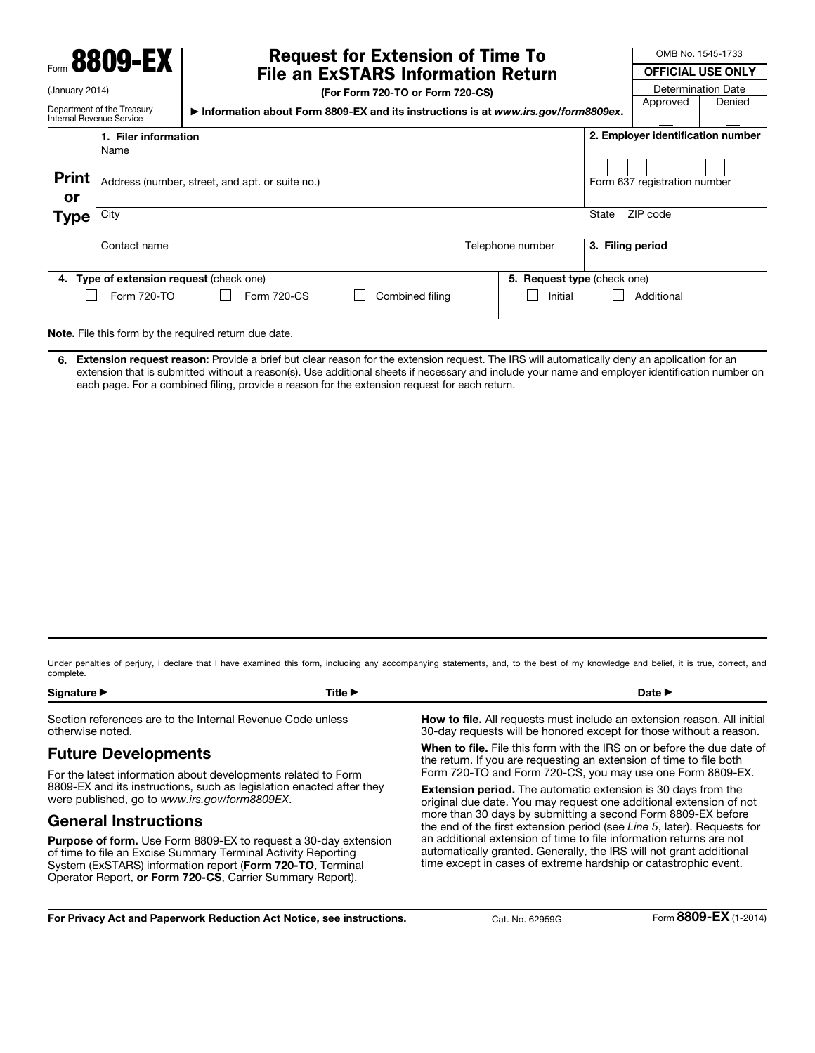Form **8809-EX**

(January 2014)

Department of the Treasury
Internal Revenue Service

# Request for Extension of Time To File an ExSTARS Information Return

**(For Form 720-TO or Form 720-CS)**

▶ Information about Form 8809-EX and its instructions is at *www.irs.gov/form8809ex*.

OMB No. 1545-1733

| OFFICIAL USE ONLY | |
|---|---|
| Determination Date | |
| Approved | Denied |

**Print or Type**

| **1. Filer information** Name | | **2. Employer identification number** |
|---|---|---|
| Address (number, street, and apt. or suite no.) | | Form 637 registration number |
| City | | State ZIP code |
| Contact name | Telephone number | **3. Filing period** |

**4. Type of extension request** (check one)

☐ Form 720-TO ☐ Form 720-CS ☐ Combined filing

**5. Request type** (check one)

☐ Initial ☐ Additional

**Note.** File this form by the required return due date.

**6. Extension request reason:** Provide a brief but clear reason for the extension request. The IRS will automatically deny an application for an extension that is submitted without a reason(s). Use additional sheets if necessary and include your name and employer identification number on each page. For a combined filing, provide a reason for the extension request for each return.

Under penalties of perjury, I declare that I have examined this form, including any accompanying statements, and, to the best of my knowledge and belief, it is true, correct, and complete.

**Signature ▶** **Title ▶** **Date ▶**

Section references are to the Internal Revenue Code unless otherwise noted.

## Future Developments

For the latest information about developments related to Form 8809-EX and its instructions, such as legislation enacted after they were published, go to *www.irs.gov/form8809EX*.

## General Instructions

**Purpose of form.** Use Form 8809-EX to request a 30-day extension of time to file an Excise Summary Terminal Activity Reporting System (ExSTARS) information report (**Form 720-TO**, Terminal Operator Report, **or Form 720-CS**, Carrier Summary Report).

**How to file.** All requests must include an extension reason. All initial 30-day requests will be honored except for those without a reason.

**When to file.** File this form with the IRS on or before the due date of the return. If you are requesting an extension of time to file both Form 720-TO and Form 720-CS, you may use one Form 8809-EX.

**Extension period.** The automatic extension is 30 days from the original due date. You may request one additional extension of not more than 30 days by submitting a second Form 8809-EX before the end of the first extension period (see *Line 5*, later). Requests for an additional extension of time to file information returns are not automatically granted. Generally, the IRS will not grant additional time except in cases of extreme hardship or catastrophic event.

**For Privacy Act and Paperwork Reduction Act Notice, see instructions.** Cat. No. 62959G Form **8809-EX** (1-2014)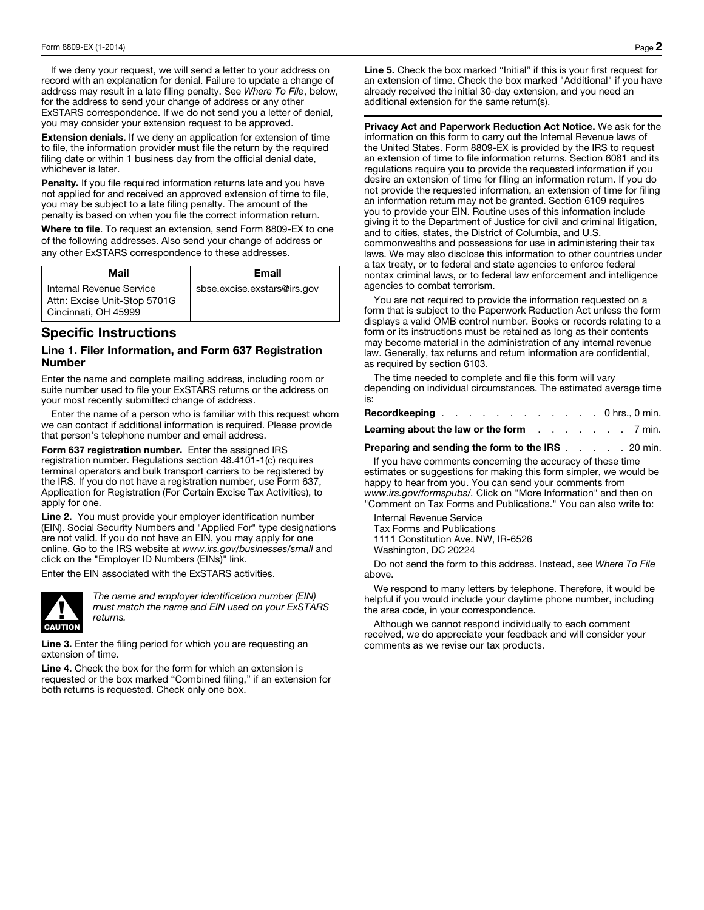If we deny your request, we will send a letter to your address on record with an explanation for denial. Failure to update a change of address may result in a late filing penalty. See *Where To File*, below, for the address to send your change of address or any other ExSTARS correspondence. If we do not send you a letter of denial, you may consider your extension request to be approved.

**Extension denials.** If we deny an application for extension of time to file, the information provider must file the return by the required filing date or within 1 business day from the official denial date, whichever is later.

**Penalty.** If you file required information returns late and you have not applied for and received an approved extension of time to file, you may be subject to a late filing penalty. The amount of the penalty is based on when you file the correct information return.

**Where to file**. To request an extension, send Form 8809-EX to one of the following addresses. Also send your change of address or any other ExSTARS correspondence to these addresses.

| Mail | Email |
| --- | --- |
| Internal Revenue Service<br>Attn: Excise Unit-Stop 5701G<br>Cincinnati, OH 45999 | sbse.excise.exstars@irs.gov |

## Specific Instructions

### Line 1. Filer Information, and Form 637 Registration Number

Enter the name and complete mailing address, including room or suite number used to file your ExSTARS returns or the address on your most recently submitted change of address.

Enter the name of a person who is familiar with this request whom we can contact if additional information is required. Please provide that person's telephone number and email address.

**Form 637 registration number.** Enter the assigned IRS registration number. Regulations section 48.4101-1(c) requires terminal operators and bulk transport carriers to be registered by the IRS. If you do not have a registration number, use Form 637, Application for Registration (For Certain Excise Tax Activities), to apply for one.

**Line 2.** You must provide your employer identification number (EIN). Social Security Numbers and "Applied For" type designations are not valid. If you do not have an EIN, you may apply for one online. Go to the IRS website at *www.irs.gov/businesses/small* and click on the "Employer ID Numbers (EINs)" link.

Enter the EIN associated with the ExSTARS activities.

**CAUTION** *The name and employer identification number (EIN) must match the name and EIN used on your ExSTARS returns.*

**Line 3.** Enter the filing period for which you are requesting an extension of time.

**Line 4.** Check the box for the form for which an extension is requested or the box marked "Combined filing," if an extension for both returns is requested. Check only one box.

**Line 5.** Check the box marked "Initial" if this is your first request for an extension of time. Check the box marked "Additional" if you have already received the initial 30-day extension, and you need an additional extension for the same return(s).

**Privacy Act and Paperwork Reduction Act Notice.** We ask for the information on this form to carry out the Internal Revenue laws of the United States. Form 8809-EX is provided by the IRS to request an extension of time to file information returns. Section 6081 and its regulations require you to provide the requested information if you desire an extension of time for filing an information return. If you do not provide the requested information, an extension of time for filing an information return may not be granted. Section 6109 requires you to provide your EIN. Routine uses of this information include giving it to the Department of Justice for civil and criminal litigation, and to cities, states, the District of Columbia, and U.S. commonwealths and possessions for use in administering their tax laws. We may also disclose this information to other countries under a tax treaty, or to federal and state agencies to enforce federal nontax criminal laws, or to federal law enforcement and intelligence agencies to combat terrorism.

You are not required to provide the information requested on a form that is subject to the Paperwork Reduction Act unless the form displays a valid OMB control number. Books or records relating to a form or its instructions must be retained as long as their contents may become material in the administration of any internal revenue law. Generally, tax returns and return information are confidential, as required by section 6103.

The time needed to complete and file this form will vary depending on individual circumstances. The estimated average time is:

**Recordkeeping** . . . . . . . . . . . . . 0 hrs., 0 min.

**Learning about the law or the form** . . . . . . . . 7 min.

**Preparing and sending the form to the IRS** . . . . . 20 min.

If you have comments concerning the accuracy of these time estimates or suggestions for making this form simpler, we would be happy to hear from you. You can send your comments from *www.irs.gov/formspubs/.* Click on "More Information" and then on "Comment on Tax Forms and Publications." You can also write to:

Internal Revenue Service
Tax Forms and Publications
1111 Constitution Ave. NW, IR-6526
Washington, DC 20224

Do not send the form to this address. Instead, see *Where To File* above.

We respond to many letters by telephone. Therefore, it would be helpful if you would include your daytime phone number, including the area code, in your correspondence.

Although we cannot respond individually to each comment received, we do appreciate your feedback and will consider your comments as we revise our tax products.